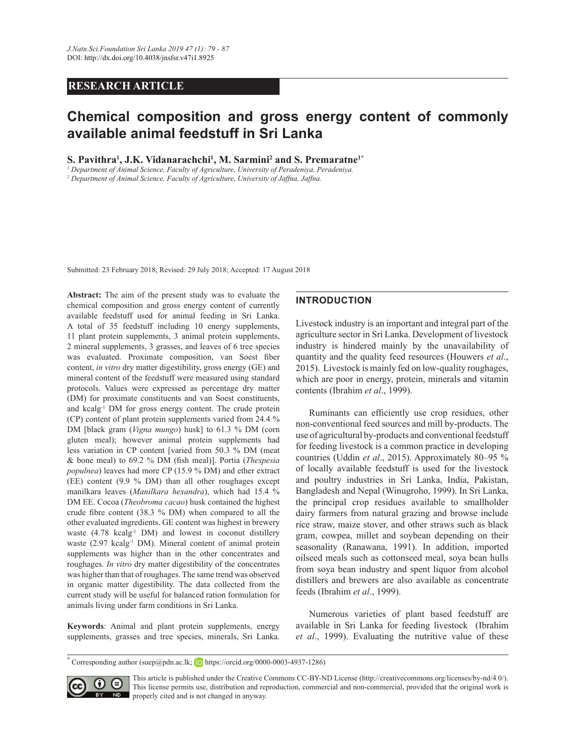RESEARCH ARTICLE

# Chemical composition and gross energy content of commonly available animal feedstuff in Sri Lanka

**S. Pavithra[1], J.K. Vidanarachchi[1], M. Sarmini[2] and S. Premaratne[1*]**

*[1] Department of Animal Science, Faculty of Agriculture, University of Peradeniya, Peradeniya.*
*[2] Department of Animal Science, Faculty of Agriculture, University of Jaffna, Jaffna.*

Submitted: 23 February 2018; Revised: 29 July 2018; Accepted: 17 August 2018

**Abstract:** The aim of the present study was to evaluate the chemical composition and gross energy content of currently available feedstuff used for animal feeding in Sri Lanka. A total of 35 feedstuff including 10 energy supplements, 11 plant protein supplements, 3 animal protein supplements, 2 mineral supplements, 3 grasses, and leaves of 6 tree species was evaluated. Proximate composition, van Soest fiber content, *in vitro* dry matter digestibility, gross energy (GE) and mineral content of the feedstuff were measured using standard protocols. Values were expressed as percentage dry matter (DM) for proximate constituents and van Soest constituents, and kcalg$^{-1}$ DM for gross energy content. The crude protein (CP) content of plant protein supplements varied from 24.4 % DM [black gram (*Vigna mungo*) husk] to 61.3 % DM (corn gluten meal); however animal protein supplements had less variation in CP content [varied from 50.3 % DM (meat & bone meal) to 69.2 % DM (fish meal)]. Portia (*Thespesia populnea*) leaves had more CP (15.9 % DM) and ether extract (EE) content (9.9 % DM) than all other roughages except manilkara leaves (*Manilkara hexandra*), which had 15.4 % DM EE. Cocoa (*Theobroma cacao*) husk contained the highest crude fibre content (38.3 % DM) when compared to all the other evaluated ingredients. GE content was highest in brewery waste (4.78 kcalg$^{-1}$ DM) and lowest in coconut distillery waste (2.97 kcalg$^{-1}$ DM). Mineral content of animal protein supplements was higher than in the other concentrates and roughages. *In vitro* dry matter digestibility of the concentrates was higher than that of roughages. The same trend was observed in organic matter digestibility. The data collected from the current study will be useful for balanced ration formulation for animals living under farm conditions in Sri Lanka.

**Keywords**: Animal and plant protein supplements, energy supplements, grasses and tree species, minerals, Sri Lanka.

## INTRODUCTION

Livestock industry is an important and integral part of the agriculture sector in Sri Lanka. Development of livestock industry is hindered mainly by the unavailability of quantity and the quality feed resources (Houwers *et al*., 2015). Livestock is mainly fed on low-quality roughages, which are poor in energy, protein, minerals and vitamin contents (Ibrahim *et al*., 1999).

Ruminants can efficiently use crop residues, other non-conventional feed sources and mill by-products. The use of agricultural by-products and conventional feedstuff for feeding livestock is a common practice in developing countries (Uddin *et al*., 2015). Approximately 80–95 % of locally available feedstuff is used for the livestock and poultry industries in Sri Lanka, India, Pakistan, Bangladesh and Nepal (Winugroho, 1999). In Sri Lanka, the principal crop residues available to smallholder dairy farmers from natural grazing and browse include rice straw, maize stover, and other straws such as black gram, cowpea, millet and soybean depending on their seasonality (Ranawana, 1991). In addition, imported oilseed meals such as cottonseed meal, soya bean hulls from soya bean industry and spent liquor from alcohol distillers and brewers are also available as concentrate feeds (Ibrahim *et al*., 1999).

Numerous varieties of plant based feedstuff are available in Sri Lanka for feeding livestock (Ibrahim *et al*., 1999). Evaluating the nutritive value of these

\* Corresponding author (suep@pdn.ac.lk; https://orcid.org/0000-0003-4937-1286)

This article is published under the Creative Commons CC-BY-ND License (http://creativecommons.org/licenses/by-nd/4.0/). This license permits use, distribution and reproduction, commercial and non-commercial, provided that the original work is properly cited and is not changed in anyway.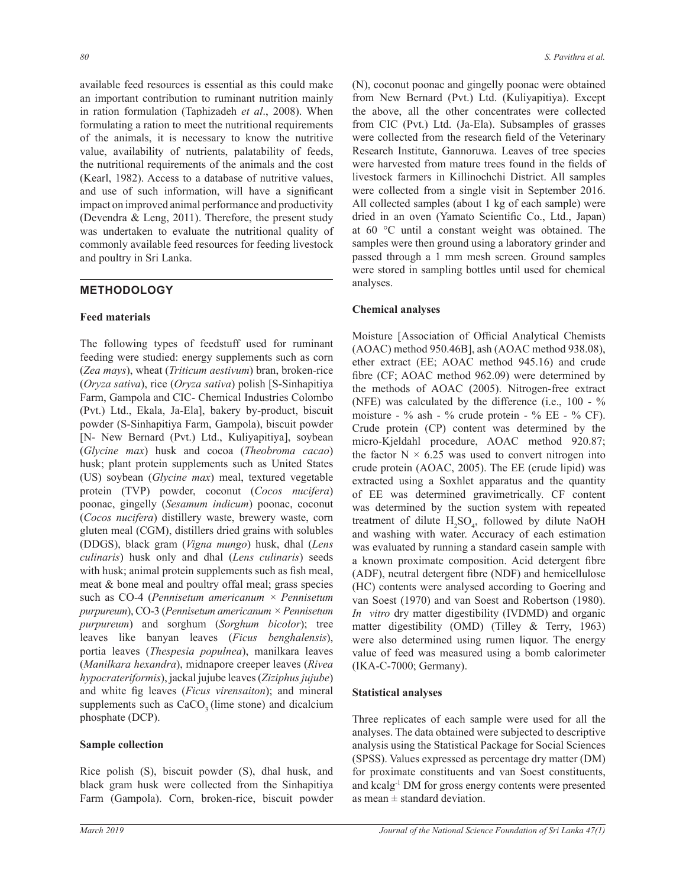available feed resources is essential as this could make an important contribution to ruminant nutrition mainly in ration formulation (Taphizadeh *et al*., 2008). When formulating a ration to meet the nutritional requirements of the animals, it is necessary to know the nutritive value, availability of nutrients, palatability of feeds, the nutritional requirements of the animals and the cost (Kearl, 1982). Access to a database of nutritive values, and use of such information, will have a significant impact on improved animal performance and productivity (Devendra & Leng, 2011). Therefore, the present study was undertaken to evaluate the nutritional quality of commonly available feed resources for feeding livestock and poultry in Sri Lanka.

## METHODOLOGY

### Feed materials

The following types of feedstuff used for ruminant feeding were studied: energy supplements such as corn (*Zea mays*), wheat (*Triticum aestivum*) bran, broken-rice (*Oryza sativa*), rice (*Oryza sativa*) polish [S-Sinhapitiya Farm, Gampola and CIC- Chemical Industries Colombo (Pvt.) Ltd., Ekala, Ja-Ela], bakery by-product, biscuit powder (S-Sinhapitiya Farm, Gampola), biscuit powder [N- New Bernard (Pvt.) Ltd., Kuliyapitiya], soybean (*Glycine max*) husk and cocoa (*Theobroma cacao*) husk; plant protein supplements such as United States (US) soybean (*Glycine max*) meal, textured vegetable protein (TVP) powder, coconut (*Cocos nucifera*) poonac, gingelly (*Sesamum indicum*) poonac, coconut (*Cocos nucifera*) distillery waste, brewery waste, corn gluten meal (CGM), distillers dried grains with solubles (DDGS), black gram (*Vigna mungo*) husk, dhal (*Lens culinaris*) husk only and dhal (*Lens culinaris*) seeds with husk; animal protein supplements such as fish meal, meat & bone meal and poultry offal meal; grass species such as CO-4 (*Pennisetum americanum* × *Pennisetum purpureum*), CO-3 (*Pennisetum americanum* × *Pennisetum purpureum*) and sorghum (*Sorghum bicolor*); tree leaves like banyan leaves (*Ficus benghalensis*), portia leaves (*Thespesia populnea*), manilkara leaves (*Manilkara hexandra*), midnapore creeper leaves (*Rivea hypocrateriformis*), jackal jujube leaves (*Ziziphus jujube*) and white fig leaves (*Ficus virensaiton*); and mineral supplements such as $CaCO_3$ (lime stone) and dicalcium phosphate (DCP).

### Sample collection

Rice polish (S), biscuit powder (S), dhal husk, and black gram husk were collected from the Sinhapitiya Farm (Gampola). Corn, broken-rice, biscuit powder (N), coconut poonac and gingelly poonac were obtained from New Bernard (Pvt.) Ltd. (Kuliyapitiya). Except the above, all the other concentrates were collected from CIC (Pvt.) Ltd. (Ja-Ela). Subsamples of grasses were collected from the research field of the Veterinary Research Institute, Gannoruwa. Leaves of tree species were harvested from mature trees found in the fields of livestock farmers in Killinochchi District. All samples were collected from a single visit in September 2016. All collected samples (about 1 kg of each sample) were dried in an oven (Yamato Scientific Co., Ltd., Japan) at 60 °C until a constant weight was obtained. The samples were then ground using a laboratory grinder and passed through a 1 mm mesh screen. Ground samples were stored in sampling bottles until used for chemical analyses.

### Chemical analyses

Moisture [Association of Official Analytical Chemists (AOAC) method 950.46B], ash (AOAC method 938.08), ether extract (EE; AOAC method 945.16) and crude fibre (CF; AOAC method 962.09) were determined by the methods of AOAC (2005). Nitrogen-free extract (NFE) was calculated by the difference (i.e., 100 - % moisture - % ash - % crude protein - % EE - % CF). Crude protein (CP) content was determined by the micro-Kjeldahl procedure, AOAC method 920.87; the factor N × 6.25 was used to convert nitrogen into crude protein (AOAC, 2005). The EE (crude lipid) was extracted using a Soxhlet apparatus and the quantity of EE was determined gravimetrically. CF content was determined by the suction system with repeated treatment of dilute $H_2SO_4$, followed by dilute NaOH and washing with water. Accuracy of each estimation was evaluated by running a standard casein sample with a known proximate composition. Acid detergent fibre (ADF), neutral detergent fibre (NDF) and hemicellulose (HC) contents were analysed according to Goering and van Soest (1970) and van Soest and Robertson (1980). *In vitro* dry matter digestibility (IVDMD) and organic matter digestibility (OMD) (Tilley & Terry, 1963) were also determined using rumen liquor. The energy value of feed was measured using a bomb calorimeter (IKA-C-7000; Germany).

### Statistical analyses

Three replicates of each sample were used for all the analyses. The data obtained were subjected to descriptive analysis using the Statistical Package for Social Sciences (SPSS). Values expressed as percentage dry matter (DM) for proximate constituents and van Soest constituents, and $kcal g^{-1}$ DM for gross energy contents were presented as mean ± standard deviation.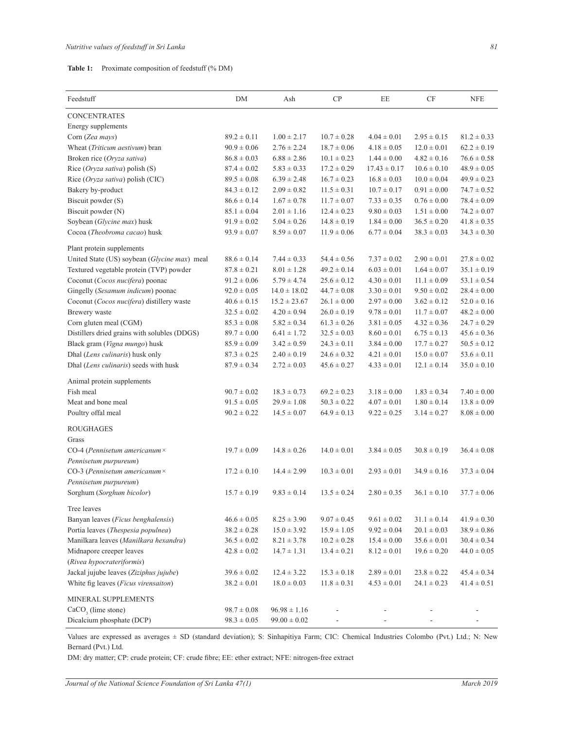**Table 1:** Proximate composition of feedstuff (% DM)

| Feedstuff | DM | Ash | CP | EE | CF | NFE |
|---|---|---|---|---|---|---|
| CONCENTRATES | | | | | | |
| Energy supplements | | | | | | |
| Corn (*Zea mays*) | 89.2 ± 0.11 | 1.00 ± 2.17 | 10.7 ± 0.28 | 4.04 ± 0.01 | 2.95 ± 0.15 | 81.2 ± 0.33 |
| Wheat (*Triticum aestivum*) bran | 90.9 ± 0.06 | 2.76 ± 2.24 | 18.7 ± 0.06 | 4.18 ± 0.05 | 12.0 ± 0.01 | 62.2 ± 0.19 |
| Broken rice (*Oryza sativa*) | 86.8 ± 0.03 | 6.88 ± 2.86 | 10.1 ± 0.23 | 1.44 ± 0.00 | 4.82 ± 0.16 | 76.6 ± 0.58 |
| Rice (*Oryza sativa*) polish (S) | 87.4 ± 0.02 | 5.83 ± 0.33 | 17.2 ± 0.29 | 17.43 ± 0.17 | 10.6 ± 0.10 | 48.9 ± 0.05 |
| Rice (*Oryza sativa*) polish (CIC) | 89.5 ± 0.08 | 6.39 ± 2.48 | 16.7 ± 0.23 | 16.8 ± 0.03 | 10.0 ± 0.04 | 49.9 ± 0.23 |
| Bakery by-product | 84.3 ± 0.12 | 2.09 ± 0.82 | 11.5 ± 0.31 | 10.7 ± 0.17 | 0.91 ± 0.00 | 74.7 ± 0.52 |
| Biscuit powder (S) | 86.6 ± 0.14 | 1.67 ± 0.78 | 11.7 ± 0.07 | 7.33 ± 0.35 | 0.76 ± 0.00 | 78.4 ± 0.09 |
| Biscuit powder (N) | 85.1 ± 0.04 | 2.01 ± 1.16 | 12.4 ± 0.23 | 9.80 ± 0.03 | 1.51 ± 0.00 | 74.2 ± 0.07 |
| Soybean (*Glycine max*) husk | 91.9 ± 0.02 | 5.04 ± 0.26 | 14.8 ± 0.19 | 1.84 ± 0.00 | 36.5 ± 0.20 | 41.8 ± 0.35 |
| Cocoa (*Theobroma cacao*) husk | 93.9 ± 0.07 | 8.59 ± 0.07 | 11.9 ± 0.06 | 6.77 ± 0.04 | 38.3 ± 0.03 | 34.3 ± 0.30 |
| Plant protein supplements | | | | | | |
| United State (US) soybean (*Glycine max*) meal | 88.6 ± 0.14 | 7.44 ± 0.33 | 54.4 ± 0.56 | 7.37 ± 0.02 | 2.90 ± 0.01 | 27.8 ± 0.02 |
| Textured vegetable protein (TVP) powder | 87.8 ± 0.21 | 8.01 ± 1.28 | 49.2 ± 0.14 | 6.03 ± 0.01 | 1.64 ± 0.07 | 35.1 ± 0.19 |
| Coconut (*Cocos nucifera*) poonac | 91.2 ± 0.06 | 5.79 ± 4.74 | 25.6 ± 0.12 | 4.30 ± 0.01 | 11.1 ± 0.09 | 53.1 ± 0.54 |
| Gingelly (*Sesamum indicum*) poonac | 92.0 ± 0.05 | 14.0 ± 18.02 | 44.7 ± 0.08 | 3.30 ± 0.01 | 9.50 ± 0.02 | 28.4 ± 0.00 |
| Coconut (*Cocos nucifera*) distillery waste | 40.6 ± 0.15 | 15.2 ± 23.67 | 26.1 ± 0.00 | 2.97 ± 0.00 | 3.62 ± 0.12 | 52.0 ± 0.16 |
| Brewery waste | 32.5 ± 0.02 | 4.20 ± 0.94 | 26.0 ± 0.19 | 9.78 ± 0.01 | 11.7 ± 0.07 | 48.2 ± 0.00 |
| Corn gluten meal (CGM) | 85.3 ± 0.08 | 5.82 ± 0.34 | 61.3 ± 0.26 | 3.81 ± 0.05 | 4.32 ± 0.36 | 24.7 ± 0.29 |
| Distillers dried grains with solubles (DDGS) | 89.7 ± 0.00 | 6.41 ± 1.72 | 32.5 ± 0.03 | 8.60 ± 0.01 | 6.75 ± 0.13 | 45.6 ± 0.36 |
| Black gram (*Vigna mungo*) husk | 85.9 ± 0.09 | 3.42 ± 0.59 | 24.3 ± 0.11 | 3.84 ± 0.00 | 17.7 ± 0.27 | 50.5 ± 0.12 |
| Dhal (*Lens culinaris*) husk only | 87.3 ± 0.25 | 2.40 ± 0.19 | 24.6 ± 0.32 | 4.21 ± 0.01 | 15.0 ± 0.07 | 53.6 ± 0.11 |
| Dhal (*Lens culinaris*) seeds with husk | 87.9 ± 0.34 | 2.72 ± 0.03 | 45.6 ± 0.27 | 4.33 ± 0.01 | 12.1 ± 0.14 | 35.0 ± 0.10 |
| Animal protein supplements | | | | | | |
| Fish meal | 90.7 ± 0.02 | 18.3 ± 0.73 | 69.2 ± 0.23 | 3.18 ± 0.00 | 1.83 ± 0.34 | 7.40 ± 0.00 |
| Meat and bone meal | 91.5 ± 0.05 | 29.9 ± 1.08 | 50.3 ± 0.22 | 4.07 ± 0.01 | 1.80 ± 0.14 | 13.8 ± 0.09 |
| Poultry offal meal | 90.2 ± 0.22 | 14.5 ± 0.07 | 64.9 ± 0.13 | 9.22 ± 0.25 | 3.14 ± 0.27 | 8.08 ± 0.00 |
| ROUGHAGES | | | | | | |
| Grass | | | | | | |
| CO-4 (*Pennisetum americanum* × *Pennisetum purpureum*) | 19.7 ± 0.09 | 14.8 ± 0.26 | 14.0 ± 0.01 | 3.84 ± 0.05 | 30.8 ± 0.19 | 36.4 ± 0.08 |
| CO-3 (*Pennisetum americanum* × *Pennisetum purpureum*) | 17.2 ± 0.10 | 14.4 ± 2.99 | 10.3 ± 0.01 | 2.93 ± 0.01 | 34.9 ± 0.16 | 37.3 ± 0.04 |
| Sorghum (*Sorghum bicolor*) | 15.7 ± 0.19 | 9.83 ± 0.14 | 13.5 ± 0.24 | 2.80 ± 0.35 | 36.1 ± 0.10 | 37.7 ± 0.06 |
| Tree leaves | | | | | | |
| Banyan leaves (*Ficus benghalensis*) | 46.6 ± 0.05 | 8.25 ± 3.90 | 9.07 ± 0.45 | 9.61 ± 0.02 | 31.1 ± 0.14 | 41.9 ± 0.30 |
| Portia leaves (*Thespesia populnea*) | 38.2 ± 0.28 | 15.0 ± 3.92 | 15.9 ± 1.05 | 9.92 ± 0.04 | 20.1 ± 0.03 | 38.9 ± 0.86 |
| Manilkara leaves (*Manilkara hexandra*) | 36.5 ± 0.02 | 8.21 ± 3.78 | 10.2 ± 0.28 | 15.4 ± 0.00 | 35.6 ± 0.01 | 30.4 ± 0.34 |
| Midnapore creeper leaves (*Rivea hypocrateriformis*) | 42.8 ± 0.02 | 14.7 ± 1.31 | 13.4 ± 0.21 | 8.12 ± 0.01 | 19.6 ± 0.20 | 44.0 ± 0.05 |
| Jackal jujube leaves (*Ziziphus jujube*) | 39.6 ± 0.02 | 12.4 ± 3.22 | 15.3 ± 0.18 | 2.89 ± 0.01 | 23.8 ± 0.22 | 45.4 ± 0.34 |
| White fig leaves (*Ficus virensaiton*) | 38.2 ± 0.01 | 18.0 ± 0.03 | 11.8 ± 0.31 | 4.53 ± 0.01 | 24.1 ± 0.23 | 41.4 ± 0.51 |
| MINERAL SUPPLEMENTS | | | | | | |
| $CaCO_3$ (lime stone) | 98.7 ± 0.08 | 96.98 ± 1.16 | - | - | - | - |
| Dicalcium phosphate (DCP) | 98.3 ± 0.05 | 99.00 ± 0.02 | - | - | - | - |

Values are expressed as averages ± SD (standard deviation); S: Sinhapitiya Farm; CIC: Chemical Industries Colombo (Pvt.) Ltd.; N: New Bernard (Pvt.) Ltd.

DM: dry matter; CP: crude protein; CF: crude fibre; EE: ether extract; NFE: nitrogen-free extract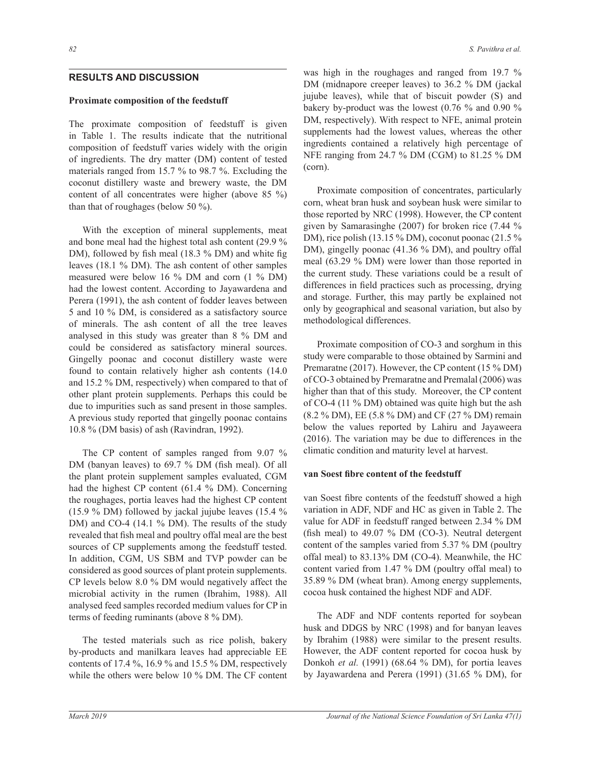## RESULTS AND DISCUSSION

### Proximate composition of the feedstuff

The proximate composition of feedstuff is given in Table 1. The results indicate that the nutritional composition of feedstuff varies widely with the origin of ingredients. The dry matter (DM) content of tested materials ranged from 15.7 % to 98.7 %. Excluding the coconut distillery waste and brewery waste, the DM content of all concentrates were higher (above 85 %) than that of roughages (below 50 %).

With the exception of mineral supplements, meat and bone meal had the highest total ash content (29.9 % DM), followed by fish meal (18.3 % DM) and white fig leaves (18.1 % DM). The ash content of other samples measured were below 16 % DM and corn (1 % DM) had the lowest content. According to Jayawardena and Perera (1991), the ash content of fodder leaves between 5 and 10 % DM, is considered as a satisfactory source of minerals. The ash content of all the tree leaves analysed in this study was greater than 8 % DM and could be considered as satisfactory mineral sources. Gingelly poonac and coconut distillery waste were found to contain relatively higher ash contents (14.0 and 15.2 % DM, respectively) when compared to that of other plant protein supplements. Perhaps this could be due to impurities such as sand present in those samples. A previous study reported that gingelly poonac contains 10.8 % (DM basis) of ash (Ravindran, 1992).

The CP content of samples ranged from 9.07 % DM (banyan leaves) to 69.7 % DM (fish meal). Of all the plant protein supplement samples evaluated, CGM had the highest CP content (61.4 % DM). Concerning the roughages, portia leaves had the highest CP content (15.9 % DM) followed by jackal jujube leaves (15.4 % DM) and CO-4 (14.1 % DM). The results of the study revealed that fish meal and poultry offal meal are the best sources of CP supplements among the feedstuff tested. In addition, CGM, US SBM and TVP powder can be considered as good sources of plant protein supplements. CP levels below 8.0 % DM would negatively affect the microbial activity in the rumen (Ibrahim, 1988). All analysed feed samples recorded medium values for CP in terms of feeding ruminants (above 8 % DM).

The tested materials such as rice polish, bakery by-products and manilkara leaves had appreciable EE contents of 17.4 %, 16.9 % and 15.5 % DM, respectively while the others were below 10 % DM. The CF content was high in the roughages and ranged from 19.7 % DM (midnapore creeper leaves) to 36.2 % DM (jackal jujube leaves), while that of biscuit powder (S) and bakery by-product was the lowest (0.76 % and 0.90 % DM, respectively). With respect to NFE, animal protein supplements had the lowest values, whereas the other ingredients contained a relatively high percentage of NFE ranging from 24.7 % DM (CGM) to 81.25 % DM (corn).

Proximate composition of concentrates, particularly corn, wheat bran husk and soybean husk were similar to those reported by NRC (1998). However, the CP content given by Samarasinghe (2007) for broken rice (7.44 % DM), rice polish (13.15 % DM), coconut poonac (21.5 % DM), gingelly poonac (41.36 % DM), and poultry offal meal (63.29 % DM) were lower than those reported in the current study. These variations could be a result of differences in field practices such as processing, drying and storage. Further, this may partly be explained not only by geographical and seasonal variation, but also by methodological differences.

Proximate composition of CO-3 and sorghum in this study were comparable to those obtained by Sarmini and Premaratne (2017). However, the CP content (15 % DM) of CO-3 obtained by Premaratne and Premalal (2006) was higher than that of this study. Moreover, the CP content of CO-4 (11 % DM) obtained was quite high but the ash (8.2 % DM), EE (5.8 % DM) and CF (27 % DM) remain below the values reported by Lahiru and Jayaweera (2016). The variation may be due to differences in the climatic condition and maturity level at harvest.

### van Soest fibre content of the feedstuff

van Soest fibre contents of the feedstuff showed a high variation in ADF, NDF and HC as given in Table 2. The value for ADF in feedstuff ranged between 2.34 % DM (fish meal) to 49.07 % DM (CO-3). Neutral detergent content of the samples varied from 5.37 % DM (poultry offal meal) to 83.13% DM (CO-4). Meanwhile, the HC content varied from 1.47 % DM (poultry offal meal) to 35.89 % DM (wheat bran). Among energy supplements, cocoa husk contained the highest NDF and ADF.

The ADF and NDF contents reported for soybean husk and DDGS by NRC (1998) and for banyan leaves by Ibrahim (1988) were similar to the present results. However, the ADF content reported for cocoa husk by Donkoh *et al.* (1991) (68.64 % DM), for portia leaves by Jayawardena and Perera (1991) (31.65 % DM), for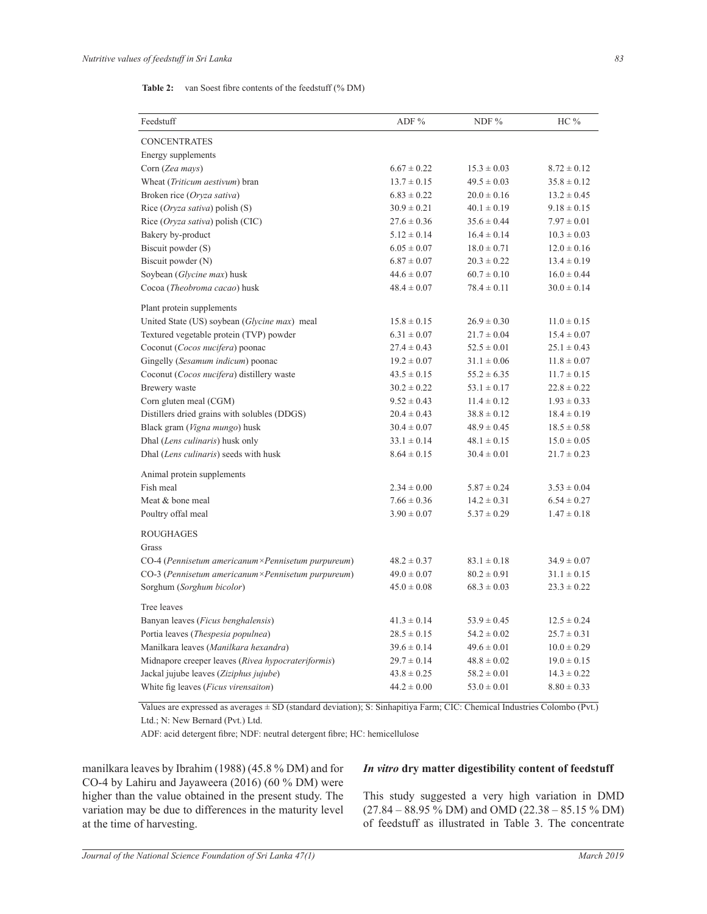**Table 2:** van Soest fibre contents of the feedstuff (% DM)

| Feedstuff | ADF % | NDF % | HC % |
|---|---|---|---|
| CONCENTRATES | | | |
| Energy supplements | | | |
| Corn (*Zea mays*) | 6.67 ± 0.22 | 15.3 ± 0.03 | 8.72 ± 0.12 |
| Wheat (*Triticum aestivum*) bran | 13.7 ± 0.15 | 49.5 ± 0.03 | 35.8 ± 0.12 |
| Broken rice (*Oryza sativa*) | 6.83 ± 0.22 | 20.0 ± 0.16 | 13.2 ± 0.45 |
| Rice (*Oryza sativa*) polish (S) | 30.9 ± 0.21 | 40.1 ± 0.19 | 9.18 ± 0.15 |
| Rice (*Oryza sativa*) polish (CIC) | 27.6 ± 0.36 | 35.6 ± 0.44 | 7.97 ± 0.01 |
| Bakery by-product | 5.12 ± 0.14 | 16.4 ± 0.14 | 10.3 ± 0.03 |
| Biscuit powder (S) | 6.05 ± 0.07 | 18.0 ± 0.71 | 12.0 ± 0.16 |
| Biscuit powder (N) | 6.87 ± 0.07 | 20.3 ± 0.22 | 13.4 ± 0.19 |
| Soybean (*Glycine max*) husk | 44.6 ± 0.07 | 60.7 ± 0.10 | 16.0 ± 0.44 |
| Cocoa (*Theobroma cacao*) husk | 48.4 ± 0.07 | 78.4 ± 0.11 | 30.0 ± 0.14 |
| Plant protein supplements | | | |
| United State (US) soybean (*Glycine max*) meal | 15.8 ± 0.15 | 26.9 ± 0.30 | 11.0 ± 0.15 |
| Textured vegetable protein (TVP) powder | 6.31 ± 0.07 | 21.7 ± 0.04 | 15.4 ± 0.07 |
| Coconut (*Cocos nucifera*) poonac | 27.4 ± 0.43 | 52.5 ± 0.01 | 25.1 ± 0.43 |
| Gingelly (*Sesamum indicum*) poonac | 19.2 ± 0.07 | 31.1 ± 0.06 | 11.8 ± 0.07 |
| Coconut (*Cocos nucifera*) distillery waste | 43.5 ± 0.15 | 55.2 ± 6.35 | 11.7 ± 0.15 |
| Brewery waste | 30.2 ± 0.22 | 53.1 ± 0.17 | 22.8 ± 0.22 |
| Corn gluten meal (CGM) | 9.52 ± 0.43 | 11.4 ± 0.12 | 1.93 ± 0.33 |
| Distillers dried grains with solubles (DDGS) | 20.4 ± 0.43 | 38.8 ± 0.12 | 18.4 ± 0.19 |
| Black gram (*Vigna mungo*) husk | 30.4 ± 0.07 | 48.9 ± 0.45 | 18.5 ± 0.58 |
| Dhal (*Lens culinaris*) husk only | 33.1 ± 0.14 | 48.1 ± 0.15 | 15.0 ± 0.05 |
| Dhal (*Lens culinaris*) seeds with husk | 8.64 ± 0.15 | 30.4 ± 0.01 | 21.7 ± 0.23 |
| Animal protein supplements | | | |
| Fish meal | 2.34 ± 0.00 | 5.87 ± 0.24 | 3.53 ± 0.04 |
| Meat & bone meal | 7.66 ± 0.36 | 14.2 ± 0.31 | 6.54 ± 0.27 |
| Poultry offal meal | 3.90 ± 0.07 | 5.37 ± 0.29 | 1.47 ± 0.18 |
| ROUGHAGES | | | |
| Grass | | | |
| CO-4 (*Pennisetum americanum×Pennisetum purpureum*) | 48.2 ± 0.37 | 83.1 ± 0.18 | 34.9 ± 0.07 |
| CO-3 (*Pennisetum americanum×Pennisetum purpureum*) | 49.0 ± 0.07 | 80.2 ± 0.91 | 31.1 ± 0.15 |
| Sorghum (*Sorghum bicolor*) | 45.0 ± 0.08 | 68.3 ± 0.03 | 23.3 ± 0.22 |
| Tree leaves | | | |
| Banyan leaves (*Ficus benghalensis*) | 41.3 ± 0.14 | 53.9 ± 0.45 | 12.5 ± 0.24 |
| Portia leaves (*Thespesia populnea*) | 28.5 ± 0.15 | 54.2 ± 0.02 | 25.7 ± 0.31 |
| Manilkara leaves (*Manilkara hexandra*) | 39.6 ± 0.14 | 49.6 ± 0.01 | 10.0 ± 0.29 |
| Midnapore creeper leaves (*Rivea hypocrateriformis*) | 29.7 ± 0.14 | 48.8 ± 0.02 | 19.0 ± 0.15 |
| Jackal jujube leaves (*Ziziphus jujube*) | 43.8 ± 0.25 | 58.2 ± 0.01 | 14.3 ± 0.22 |
| White fig leaves (*Ficus virensaiton*) | 44.2 ± 0.00 | 53.0 ± 0.01 | 8.80 ± 0.33 |

Values are expressed as averages ± SD (standard deviation); S: Sinhapitiya Farm; CIC: Chemical Industries Colombo (Pvt.) Ltd.; N: New Bernard (Pvt.) Ltd.

ADF: acid detergent fibre; NDF: neutral detergent fibre; HC: hemicellulose

manilkara leaves by Ibrahim (1988) (45.8 % DM) and for CO-4 by Lahiru and Jayaweera (2016) (60 % DM) were higher than the value obtained in the present study. The variation may be due to differences in the maturity level at the time of harvesting.

### *In vitro* dry matter digestibility content of feedstuff

This study suggested a very high variation in DMD (27.84 – 88.95 % DM) and OMD (22.38 – 85.15 % DM) of feedstuff as illustrated in Table 3. The concentrate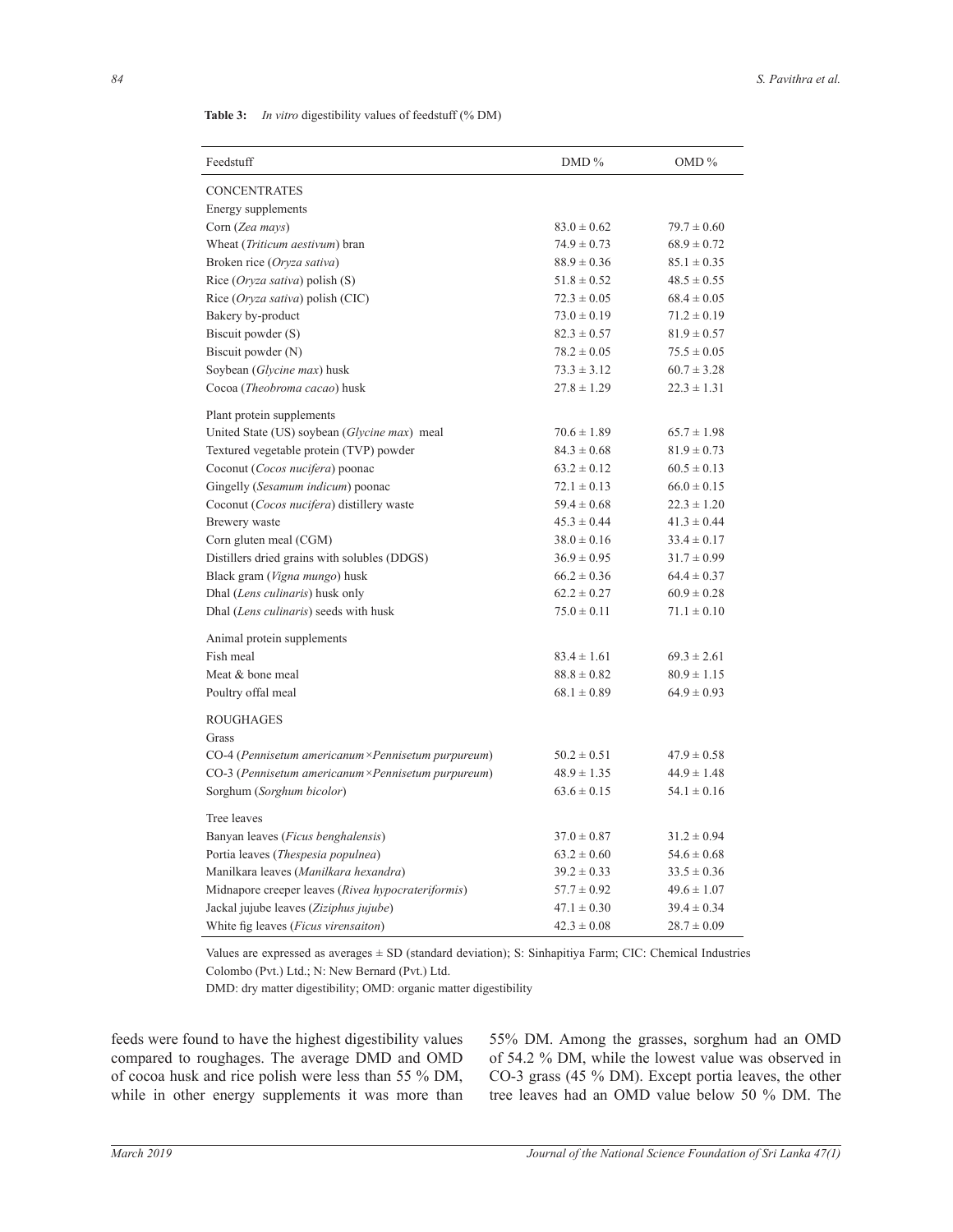**Table 3:** *In vitro* digestibility values of feedstuff (% DM)

| Feedstuff | DMD % | OMD % |
|---|---|---|
| CONCENTRATES | | |
| Energy supplements | | |
| Corn (*Zea mays*) | 83.0 ± 0.62 | 79.7 ± 0.60 |
| Wheat (*Triticum aestivum*) bran | 74.9 ± 0.73 | 68.9 ± 0.72 |
| Broken rice (*Oryza sativa*) | 88.9 ± 0.36 | 85.1 ± 0.35 |
| Rice (*Oryza sativa*) polish (S) | 51.8 ± 0.52 | 48.5 ± 0.55 |
| Rice (*Oryza sativa*) polish (CIC) | 72.3 ± 0.05 | 68.4 ± 0.05 |
| Bakery by-product | 73.0 ± 0.19 | 71.2 ± 0.19 |
| Biscuit powder (S) | 82.3 ± 0.57 | 81.9 ± 0.57 |
| Biscuit powder (N) | 78.2 ± 0.05 | 75.5 ± 0.05 |
| Soybean (*Glycine max*) husk | 73.3 ± 3.12 | 60.7 ± 3.28 |
| Cocoa (*Theobroma cacao*) husk | 27.8 ± 1.29 | 22.3 ± 1.31 |
| Plant protein supplements | | |
| United State (US) soybean (*Glycine max*) meal | 70.6 ± 1.89 | 65.7 ± 1.98 |
| Textured vegetable protein (TVP) powder | 84.3 ± 0.68 | 81.9 ± 0.73 |
| Coconut (*Cocos nucifera*) poonac | 63.2 ± 0.12 | 60.5 ± 0.13 |
| Gingelly (*Sesamum indicum*) poonac | 72.1 ± 0.13 | 66.0 ± 0.15 |
| Coconut (*Cocos nucifera*) distillery waste | 59.4 ± 0.68 | 22.3 ± 1.20 |
| Brewery waste | 45.3 ± 0.44 | 41.3 ± 0.44 |
| Corn gluten meal (CGM) | 38.0 ± 0.16 | 33.4 ± 0.17 |
| Distillers dried grains with solubles (DDGS) | 36.9 ± 0.95 | 31.7 ± 0.99 |
| Black gram (*Vigna mungo*) husk | 66.2 ± 0.36 | 64.4 ± 0.37 |
| Dhal (*Lens culinaris*) husk only | 62.2 ± 0.27 | 60.9 ± 0.28 |
| Dhal (*Lens culinaris*) seeds with husk | 75.0 ± 0.11 | 71.1 ± 0.10 |
| Animal protein supplements | | |
| Fish meal | 83.4 ± 1.61 | 69.3 ± 2.61 |
| Meat & bone meal | 88.8 ± 0.82 | 80.9 ± 1.15 |
| Poultry offal meal | 68.1 ± 0.89 | 64.9 ± 0.93 |
| ROUGHAGES | | |
| Grass | | |
| CO-4 (*Pennisetum americanum×Pennisetum purpureum*) | 50.2 ± 0.51 | 47.9 ± 0.58 |
| CO-3 (*Pennisetum americanum×Pennisetum purpureum*) | 48.9 ± 1.35 | 44.9 ± 1.48 |
| Sorghum (*Sorghum bicolor*) | 63.6 ± 0.15 | 54.1 ± 0.16 |
| Tree leaves | | |
| Banyan leaves (*Ficus benghalensis*) | 37.0 ± 0.87 | 31.2 ± 0.94 |
| Portia leaves (*Thespesia populnea*) | 63.2 ± 0.60 | 54.6 ± 0.68 |
| Manilkara leaves (*Manilkara hexandra*) | 39.2 ± 0.33 | 33.5 ± 0.36 |
| Midnapore creeper leaves (*Rivea hypocrateriformis*) | 57.7 ± 0.92 | 49.6 ± 1.07 |
| Jackal jujube leaves (*Ziziphus jujube*) | 47.1 ± 0.30 | 39.4 ± 0.34 |
| White fig leaves (*Ficus virensaiton*) | 42.3 ± 0.08 | 28.7 ± 0.09 |

Values are expressed as averages ± SD (standard deviation); S: Sinhapitiya Farm; CIC: Chemical Industries Colombo (Pvt.) Ltd.; N: New Bernard (Pvt.) Ltd.

DMD: dry matter digestibility; OMD: organic matter digestibility

feeds were found to have the highest digestibility values compared to roughages. The average DMD and OMD of cocoa husk and rice polish were less than 55 % DM, while in other energy supplements it was more than 55% DM. Among the grasses, sorghum had an OMD of 54.2 % DM, while the lowest value was observed in CO-3 grass (45 % DM). Except portia leaves, the other tree leaves had an OMD value below 50 % DM. The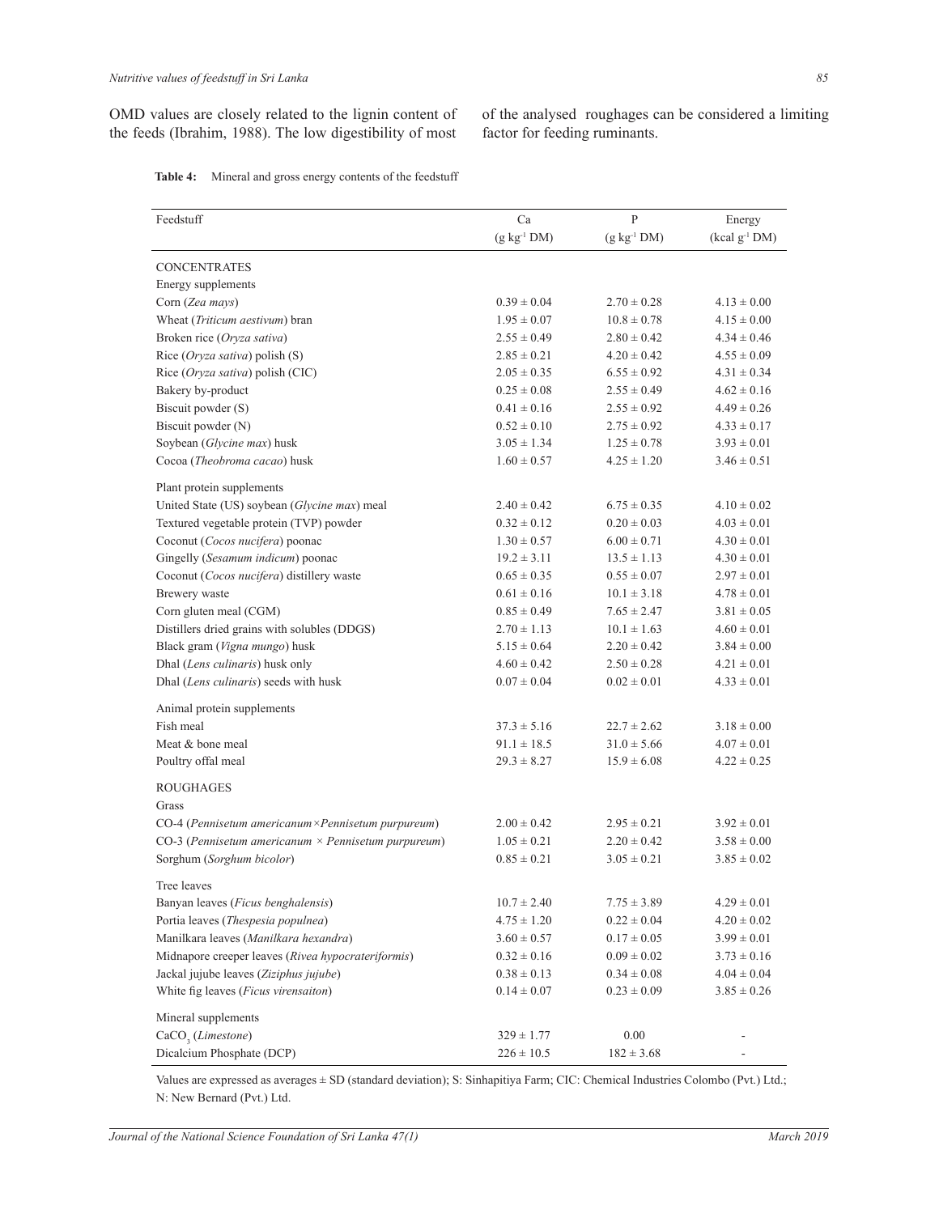OMD values are closely related to the lignin content of the feeds (Ibrahim, 1988). The low digestibility of most of the analysed roughages can be considered a limiting factor for feeding ruminants.

**Table 4:** Mineral and gross energy contents of the feedstuff

| Feedstuff | Ca ($g\ kg^{-1}$ DM) | P ($g\ kg^{-1}$ DM) | Energy ($kcal\ g^{-1}$ DM) |
|---|---|---|---|
| CONCENTRATES | | | |
| Energy supplements | | | |
| Corn (*Zea mays*) | 0.39 ± 0.04 | 2.70 ± 0.28 | 4.13 ± 0.00 |
| Wheat (*Triticum aestivum*) bran | 1.95 ± 0.07 | 10.8 ± 0.78 | 4.15 ± 0.00 |
| Broken rice (*Oryza sativa*) | 2.55 ± 0.49 | 2.80 ± 0.42 | 4.34 ± 0.46 |
| Rice (*Oryza sativa*) polish (S) | 2.85 ± 0.21 | 4.20 ± 0.42 | 4.55 ± 0.09 |
| Rice (*Oryza sativa*) polish (CIC) | 2.05 ± 0.35 | 6.55 ± 0.92 | 4.31 ± 0.34 |
| Bakery by-product | 0.25 ± 0.08 | 2.55 ± 0.49 | 4.62 ± 0.16 |
| Biscuit powder (S) | 0.41 ± 0.16 | 2.55 ± 0.92 | 4.49 ± 0.26 |
| Biscuit powder (N) | 0.52 ± 0.10 | 2.75 ± 0.92 | 4.33 ± 0.17 |
| Soybean (*Glycine max*) husk | 3.05 ± 1.34 | 1.25 ± 0.78 | 3.93 ± 0.01 |
| Cocoa (*Theobroma cacao*) husk | 1.60 ± 0.57 | 4.25 ± 1.20 | 3.46 ± 0.51 |
| Plant protein supplements | | | |
| United State (US) soybean (*Glycine max*) meal | 2.40 ± 0.42 | 6.75 ± 0.35 | 4.10 ± 0.02 |
| Textured vegetable protein (TVP) powder | 0.32 ± 0.12 | 0.20 ± 0.03 | 4.03 ± 0.01 |
| Coconut (*Cocos nucifera*) poonac | 1.30 ± 0.57 | 6.00 ± 0.71 | 4.30 ± 0.01 |
| Gingelly (*Sesamum indicum*) poonac | 19.2 ± 3.11 | 13.5 ± 1.13 | 4.30 ± 0.01 |
| Coconut (*Cocos nucifera*) distillery waste | 0.65 ± 0.35 | 0.55 ± 0.07 | 2.97 ± 0.01 |
| Brewery waste | 0.61 ± 0.16 | 10.1 ± 3.18 | 4.78 ± 0.01 |
| Corn gluten meal (CGM) | 0.85 ± 0.49 | 7.65 ± 2.47 | 3.81 ± 0.05 |
| Distillers dried grains with solubles (DDGS) | 2.70 ± 1.13 | 10.1 ± 1.63 | 4.60 ± 0.01 |
| Black gram (*Vigna mungo*) husk | 5.15 ± 0.64 | 2.20 ± 0.42 | 3.84 ± 0.00 |
| Dhal (*Lens culinaris*) husk only | 4.60 ± 0.42 | 2.50 ± 0.28 | 4.21 ± 0.01 |
| Dhal (*Lens culinaris*) seeds with husk | 0.07 ± 0.04 | 0.02 ± 0.01 | 4.33 ± 0.01 |
| Animal protein supplements | | | |
| Fish meal | 37.3 ± 5.16 | 22.7 ± 2.62 | 3.18 ± 0.00 |
| Meat & bone meal | 91.1 ± 18.5 | 31.0 ± 5.66 | 4.07 ± 0.01 |
| Poultry offal meal | 29.3 ± 8.27 | 15.9 ± 6.08 | 4.22 ± 0.25 |
| ROUGHAGES | | | |
| Grass | | | |
| CO-4 (*Pennisetum americanum*×*Pennisetum purpureum*) | 2.00 ± 0.42 | 2.95 ± 0.21 | 3.92 ± 0.01 |
| CO-3 (*Pennisetum americanum* × *Pennisetum purpureum*) | 1.05 ± 0.21 | 2.20 ± 0.42 | 3.58 ± 0.00 |
| Sorghum (*Sorghum bicolor*) | 0.85 ± 0.21 | 3.05 ± 0.21 | 3.85 ± 0.02 |
| Tree leaves | | | |
| Banyan leaves (*Ficus benghalensis*) | 10.7 ± 2.40 | 7.75 ± 3.89 | 4.29 ± 0.01 |
| Portia leaves (*Thespesia populnea*) | 4.75 ± 1.20 | 0.22 ± 0.04 | 4.20 ± 0.02 |
| Manilkara leaves (*Manilkara hexandra*) | 3.60 ± 0.57 | 0.17 ± 0.05 | 3.99 ± 0.01 |
| Midnapore creeper leaves (*Rivea hypocrateriformis*) | 0.32 ± 0.16 | 0.09 ± 0.02 | 3.73 ± 0.16 |
| Jackal jujube leaves (*Ziziphus jujube*) | 0.38 ± 0.13 | 0.34 ± 0.08 | 4.04 ± 0.04 |
| White fig leaves (*Ficus virensaiton*) | 0.14 ± 0.07 | 0.23 ± 0.09 | 3.85 ± 0.26 |
| Mineral supplements | | | |
| $CaCO_3$ (*Limestone*) | 329 ± 1.77 | 0.00 | - |
| Dicalcium Phosphate (DCP) | 226 ± 10.5 | 182 ± 3.68 | - |

Values are expressed as averages ± SD (standard deviation); S: Sinhapitiya Farm; CIC: Chemical Industries Colombo (Pvt.) Ltd.; N: New Bernard (Pvt.) Ltd.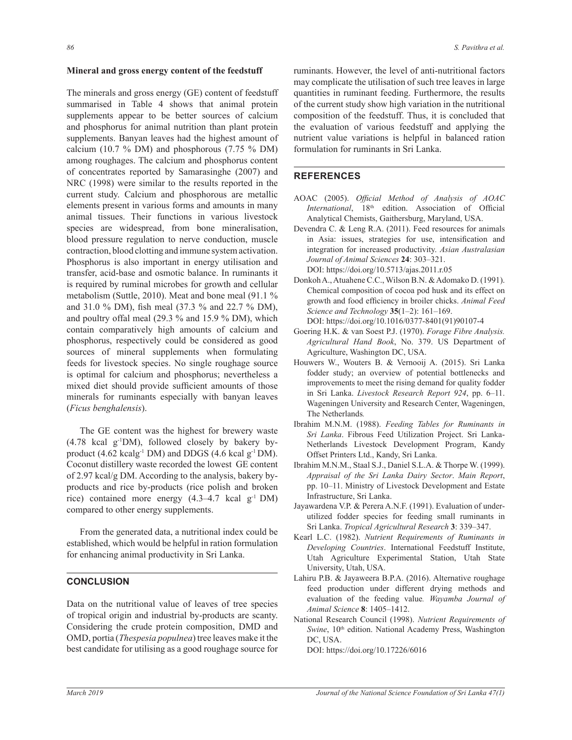**Mineral and gross energy content of the feedstuff**

The minerals and gross energy (GE) content of feedstuff summarised in Table 4 shows that animal protein supplements appear to be better sources of calcium and phosphorus for animal nutrition than plant protein supplements. Banyan leaves had the highest amount of calcium (10.7 % DM) and phosphorous (7.75 % DM) among roughages. The calcium and phosphorus content of concentrates reported by Samarasinghe (2007) and NRC (1998) were similar to the results reported in the current study. Calcium and phosphorous are metallic elements present in various forms and amounts in many animal tissues. Their functions in various livestock species are widespread, from bone mineralisation, blood pressure regulation to nerve conduction, muscle contraction, blood clotting and immune system activation. Phosphorus is also important in energy utilisation and transfer, acid-base and osmotic balance. In ruminants it is required by ruminal microbes for growth and cellular metabolism (Suttle, 2010). Meat and bone meal (91.1 % and 31.0 % DM), fish meal (37.3 % and 22.7 % DM), and poultry offal meal (29.3 % and 15.9 % DM), which contain comparatively high amounts of calcium and phosphorus, respectively could be considered as good sources of mineral supplements when formulating feeds for livestock species. No single roughage source is optimal for calcium and phosphorus; nevertheless a mixed diet should provide sufficient amounts of those minerals for ruminants especially with banyan leaves (*Ficus benghalensis*).

The GE content was the highest for brewery waste (4.78 kcal $g^{-1}$DM), followed closely by bakery by-product (4.62 kcal$g^{-1}$ DM) and DDGS (4.6 kcal $g^{-1}$ DM). Coconut distillery waste recorded the lowest GE content of 2.97 kcal/g DM. According to the analysis, bakery by-products and rice by-products (rice polish and broken rice) contained more energy (4.3–4.7 kcal $g^{-1}$ DM) compared to other energy supplements.

From the generated data, a nutritional index could be established, which would be helpful in ration formulation for enhancing animal productivity in Sri Lanka.

## CONCLUSION

Data on the nutritional value of leaves of tree species of tropical origin and industrial by-products are scanty. Considering the crude protein composition, DMD and OMD, portia (*Thespesia populnea*) tree leaves make it the best candidate for utilising as a good roughage source for ruminants. However, the level of anti-nutritional factors may complicate the utilisation of such tree leaves in large quantities in ruminant feeding. Furthermore, the results of the current study show high variation in the nutritional composition of the feedstuff. Thus, it is concluded that the evaluation of various feedstuff and applying the nutrient value variations is helpful in balanced ration formulation for ruminants in Sri Lanka.

## REFERENCES

AOAC (2005). *Official Method of Analysis of AOAC International*, 18th edition. Association of Official Analytical Chemists, Gaithersburg, Maryland, USA.

Devendra C. & Leng R.A. (2011). Feed resources for animals in Asia: issues, strategies for use, intensification and integration for increased productivity. *Asian Australasian Journal of Animal Sciences* **24**: 303–321. DOI: https://doi.org/10.5713/ajas.2011.r.05

Donkoh A., Atuahene C.C., Wilson B.N. & Adomako D. (1991). Chemical composition of cocoa pod husk and its effect on growth and food efficiency in broiler chicks. *Animal Feed Science and Technology* **35**(1–2): 161–169. DOI: https://doi.org/10.1016/0377-8401(91)90107-4

Goering H.K. & van Soest P.J. (1970). *Forage Fibre Analysis. Agricultural Hand Book*, No. 379. US Department of Agriculture, Washington DC, USA.

Houwers W., Wouters B. & Vernooij A. (2015). Sri Lanka fodder study; an overview of potential bottlenecks and improvements to meet the rising demand for quality fodder in Sri Lanka. *Livestock Research Report 924*, pp. 6–11. Wageningen University and Research Center, Wageningen, The Netherlands.

Ibrahim M.N.M. (1988). *Feeding Tables for Ruminants in Sri Lanka*. Fibrous Feed Utilization Project. Sri Lanka-Netherlands Livestock Development Program, Kandy Offset Printers Ltd., Kandy, Sri Lanka.

Ibrahim M.N.M., Staal S.J., Daniel S.L.A. & Thorpe W. (1999). *Appraisal of the Sri Lanka Dairy Sector*. *Main Report*, pp. 10–11. Ministry of Livestock Development and Estate Infrastructure, Sri Lanka.

Jayawardena V.P. & Perera A.N.F. (1991). Evaluation of under-utilized fodder species for feeding small ruminants in Sri Lanka. *Tropical Agricultural Research* **3**: 339–347.

Kearl L.C. (1982). *Nutrient Requirements of Ruminants in Developing Countries*. International Feedstuff Institute, Utah Agriculture Experimental Station, Utah State University, Utah, USA.

Lahiru P.B. & Jayaweera B.P.A. (2016). Alternative roughage feed production under different drying methods and evaluation of the feeding value. *Wayamba Journal of Animal Science* **8**: 1405–1412.

National Research Council (1998). *Nutrient Requirements of Swine*, 10th edition. National Academy Press, Washington DC, USA. DOI: https://doi.org/10.17226/6016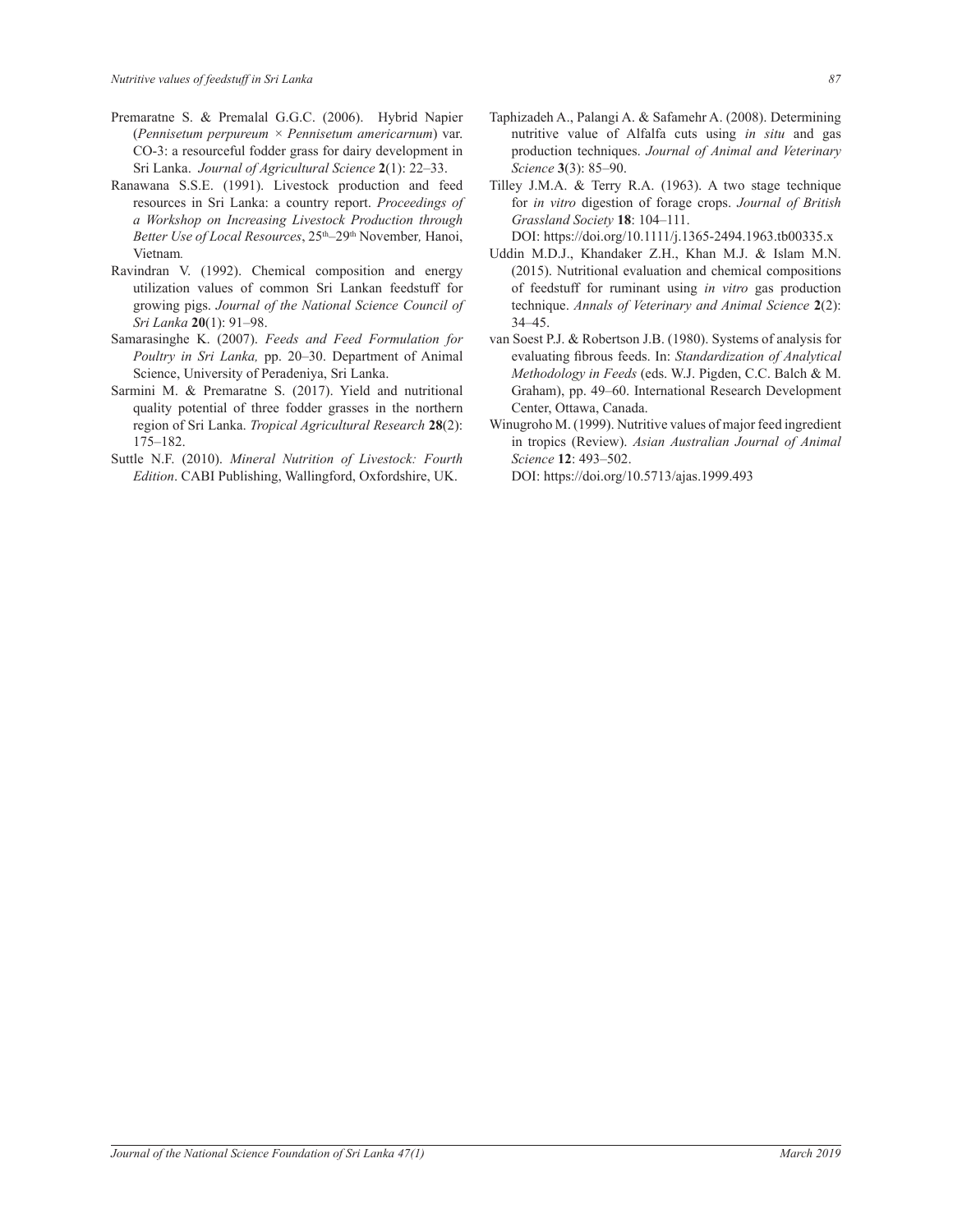Premaratne S. & Premalal G.G.C. (2006). Hybrid Napier (*Pennisetum perpureum × Pennisetum americarnum*) var. CO-3: a resourceful fodder grass for dairy development in Sri Lanka. *Journal of Agricultural Science* **2**(1): 22–33.

Ranawana S.S.E. (1991). Livestock production and feed resources in Sri Lanka: a country report. *Proceedings of a Workshop on Increasing Livestock Production through Better Use of Local Resources*, 25th–29th November, Hanoi, Vietnam.

Ravindran V. (1992). Chemical composition and energy utilization values of common Sri Lankan feedstuff for growing pigs. *Journal of the National Science Council of Sri Lanka* **20**(1): 91–98.

Samarasinghe K. (2007). *Feeds and Feed Formulation for Poultry in Sri Lanka,* pp. 20–30. Department of Animal Science, University of Peradeniya, Sri Lanka.

Sarmini M. & Premaratne S. (2017). Yield and nutritional quality potential of three fodder grasses in the northern region of Sri Lanka. *Tropical Agricultural Research* **28**(2): 175–182.

Suttle N.F. (2010). *Mineral Nutrition of Livestock: Fourth Edition*. CABI Publishing, Wallingford, Oxfordshire, UK.

Taphizadeh A., Palangi A. & Safamehr A. (2008). Determining nutritive value of Alfalfa cuts using *in situ* and gas production techniques. *Journal of Animal and Veterinary Science* **3**(3): 85–90.

Tilley J.M.A. & Terry R.A. (1963). A two stage technique for *in vitro* digestion of forage crops. *Journal of British Grassland Society* **18**: 104–111.
DOI: https://doi.org/10.1111/j.1365-2494.1963.tb00335.x

Uddin M.D.J., Khandaker Z.H., Khan M.J. & Islam M.N. (2015). Nutritional evaluation and chemical compositions of feedstuff for ruminant using *in vitro* gas production technique. *Annals of Veterinary and Animal Science* **2**(2): 34–45.

van Soest P.J. & Robertson J.B. (1980). Systems of analysis for evaluating fibrous feeds. In: *Standardization of Analytical Methodology in Feeds* (eds. W.J. Pigden, C.C. Balch & M. Graham), pp. 49–60. International Research Development Center, Ottawa, Canada.

Winugroho M. (1999). Nutritive values of major feed ingredient in tropics (Review). *Asian Australian Journal of Animal Science* **12**: 493–502.
DOI: https://doi.org/10.5713/ajas.1999.493